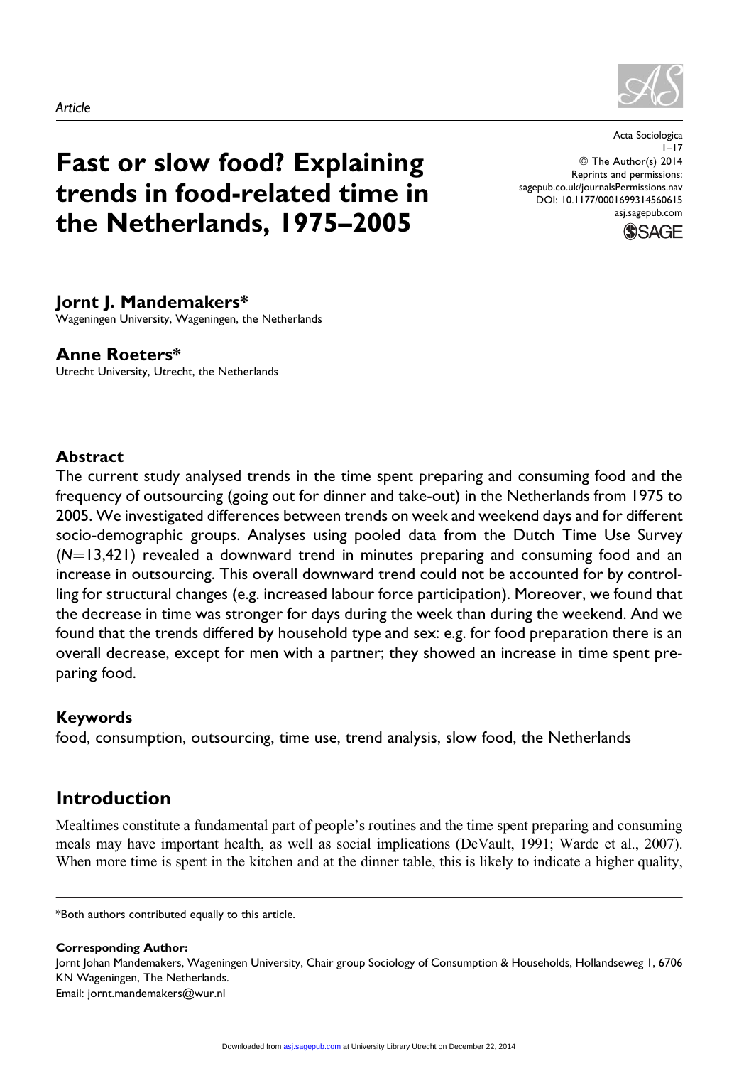*Article*

# Fast or slow food? Explaining trends in food-related time in the Netherlands, 1975–2005

Acta Sociologica
1–17
© The Author(s) 2014
Reprints and permissions:
sagepub.co.uk/journalsPermissions.nav
DOI: 10.1177/0001699314560615
asj.sagepub.com

**Jornt J. Mandemakers***
Wageningen University, Wageningen, the Netherlands

**Anne Roeters***
Utrecht University, Utrecht, the Netherlands

## Abstract

The current study analysed trends in the time spent preparing and consuming food and the frequency of outsourcing (going out for dinner and take-out) in the Netherlands from 1975 to 2005. We investigated differences between trends on week and weekend days and for different socio-demographic groups. Analyses using pooled data from the Dutch Time Use Survey ($N$=13,421) revealed a downward trend in minutes preparing and consuming food and an increase in outsourcing. This overall downward trend could not be accounted for by controlling for structural changes (e.g. increased labour force participation). Moreover, we found that the decrease in time was stronger for days during the week than during the weekend. And we found that the trends differed by household type and sex: e.g. for food preparation there is an overall decrease, except for men with a partner; they showed an increase in time spent preparing food.

## Keywords

food, consumption, outsourcing, time use, trend analysis, slow food, the Netherlands

## Introduction

Mealtimes constitute a fundamental part of people's routines and the time spent preparing and consuming meals may have important health, as well as social implications (DeVault, 1991; Warde et al., 2007). When more time is spent in the kitchen and at the dinner table, this is likely to indicate a higher quality,

*Both authors contributed equally to this article.

**Corresponding Author:**
Jornt Johan Mandemakers, Wageningen University, Chair group Sociology of Consumption & Households, Hollandseweg 1, 6706 KN Wageningen, The Netherlands.
Email: jornt.mandemakers@wur.nl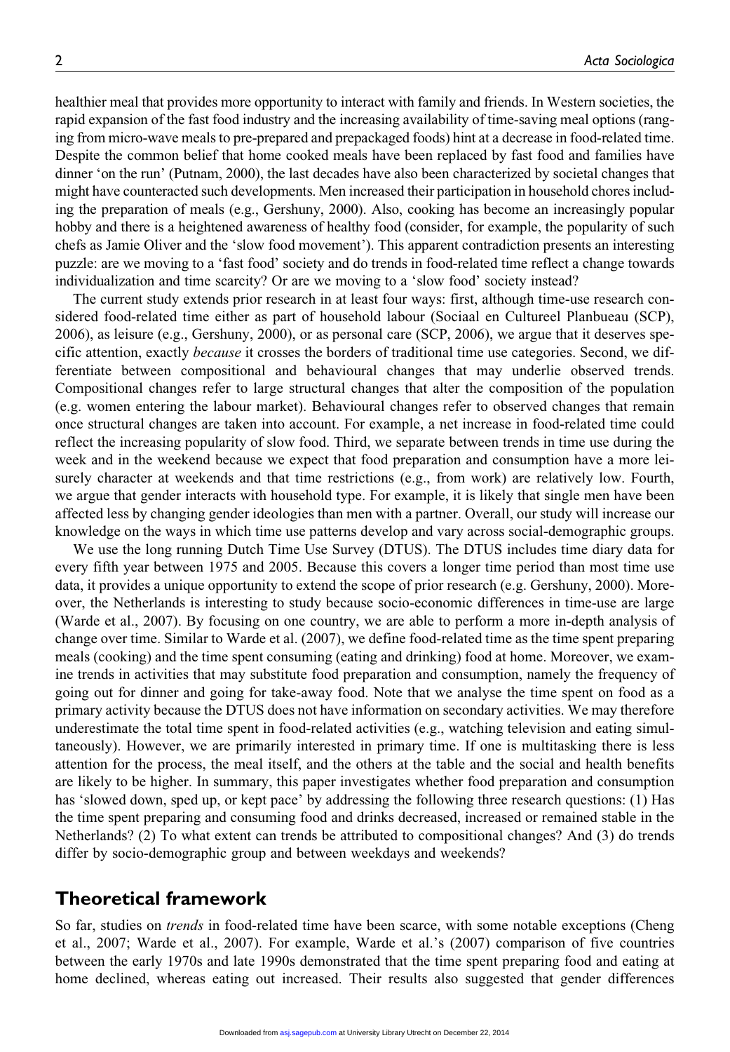healthier meal that provides more opportunity to interact with family and friends. In Western societies, the rapid expansion of the fast food industry and the increasing availability of time-saving meal options (ranging from micro-wave meals to pre-prepared and prepackaged foods) hint at a decrease in food-related time. Despite the common belief that home cooked meals have been replaced by fast food and families have dinner 'on the run' (Putnam, 2000), the last decades have also been characterized by societal changes that might have counteracted such developments. Men increased their participation in household chores including the preparation of meals (e.g., Gershuny, 2000). Also, cooking has become an increasingly popular hobby and there is a heightened awareness of healthy food (consider, for example, the popularity of such chefs as Jamie Oliver and the 'slow food movement'). This apparent contradiction presents an interesting puzzle: are we moving to a 'fast food' society and do trends in food-related time reflect a change towards individualization and time scarcity? Or are we moving to a 'slow food' society instead?

The current study extends prior research in at least four ways: first, although time-use research considered food-related time either as part of household labour (Sociaal en Cultureel Planbueau (SCP), 2006), as leisure (e.g., Gershuny, 2000), or as personal care (SCP, 2006), we argue that it deserves specific attention, exactly *because* it crosses the borders of traditional time use categories. Second, we differentiate between compositional and behavioural changes that may underlie observed trends. Compositional changes refer to large structural changes that alter the composition of the population (e.g. women entering the labour market). Behavioural changes refer to observed changes that remain once structural changes are taken into account. For example, a net increase in food-related time could reflect the increasing popularity of slow food. Third, we separate between trends in time use during the week and in the weekend because we expect that food preparation and consumption have a more leisurely character at weekends and that time restrictions (e.g., from work) are relatively low. Fourth, we argue that gender interacts with household type. For example, it is likely that single men have been affected less by changing gender ideologies than men with a partner. Overall, our study will increase our knowledge on the ways in which time use patterns develop and vary across social-demographic groups.

We use the long running Dutch Time Use Survey (DTUS). The DTUS includes time diary data for every fifth year between 1975 and 2005. Because this covers a longer time period than most time use data, it provides a unique opportunity to extend the scope of prior research (e.g. Gershuny, 2000). Moreover, the Netherlands is interesting to study because socio-economic differences in time-use are large (Warde et al., 2007). By focusing on one country, we are able to perform a more in-depth analysis of change over time. Similar to Warde et al. (2007), we define food-related time as the time spent preparing meals (cooking) and the time spent consuming (eating and drinking) food at home. Moreover, we examine trends in activities that may substitute food preparation and consumption, namely the frequency of going out for dinner and going for take-away food. Note that we analyse the time spent on food as a primary activity because the DTUS does not have information on secondary activities. We may therefore underestimate the total time spent in food-related activities (e.g., watching television and eating simultaneously). However, we are primarily interested in primary time. If one is multitasking there is less attention for the process, the meal itself, and the others at the table and the social and health benefits are likely to be higher. In summary, this paper investigates whether food preparation and consumption has 'slowed down, sped up, or kept pace' by addressing the following three research questions: (1) Has the time spent preparing and consuming food and drinks decreased, increased or remained stable in the Netherlands? (2) To what extent can trends be attributed to compositional changes? And (3) do trends differ by socio-demographic group and between weekdays and weekends?

## Theoretical framework

So far, studies on *trends* in food-related time have been scarce, with some notable exceptions (Cheng et al., 2007; Warde et al., 2007). For example, Warde et al.'s (2007) comparison of five countries between the early 1970s and late 1990s demonstrated that the time spent preparing food and eating at home declined, whereas eating out increased. Their results also suggested that gender differences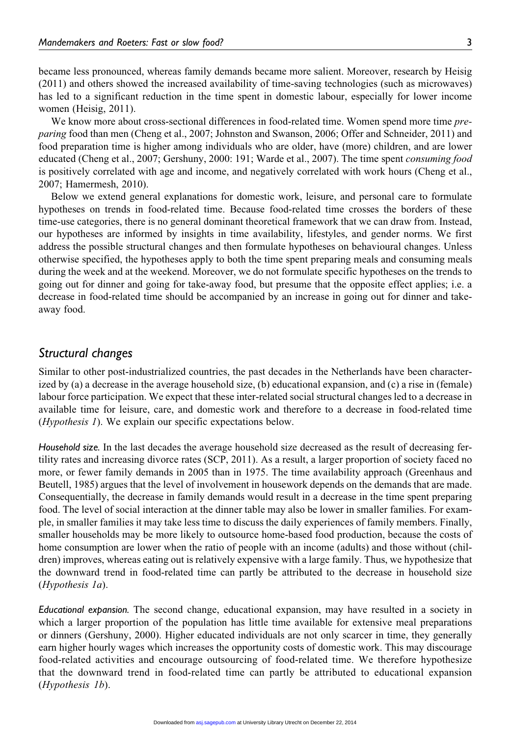became less pronounced, whereas family demands became more salient. Moreover, research by Heisig (2011) and others showed the increased availability of time-saving technologies (such as microwaves) has led to a significant reduction in the time spent in domestic labour, especially for lower income women (Heisig, 2011).

We know more about cross-sectional differences in food-related time. Women spend more time *preparing* food than men (Cheng et al., 2007; Johnston and Swanson, 2006; Offer and Schneider, 2011) and food preparation time is higher among individuals who are older, have (more) children, and are lower educated (Cheng et al., 2007; Gershuny, 2000: 191; Warde et al., 2007). The time spent *consuming food* is positively correlated with age and income, and negatively correlated with work hours (Cheng et al., 2007; Hamermesh, 2010).

Below we extend general explanations for domestic work, leisure, and personal care to formulate hypotheses on trends in food-related time. Because food-related time crosses the borders of these time-use categories, there is no general dominant theoretical framework that we can draw from. Instead, our hypotheses are informed by insights in time availability, lifestyles, and gender norms. We first address the possible structural changes and then formulate hypotheses on behavioural changes. Unless otherwise specified, the hypotheses apply to both the time spent preparing meals and consuming meals during the week and at the weekend. Moreover, we do not formulate specific hypotheses on the trends to going out for dinner and going for take-away food, but presume that the opposite effect applies; i.e. a decrease in food-related time should be accompanied by an increase in going out for dinner and take-away food.

## Structural changes

Similar to other post-industrialized countries, the past decades in the Netherlands have been characterized by (a) a decrease in the average household size, (b) educational expansion, and (c) a rise in (female) labour force participation. We expect that these inter-related social structural changes led to a decrease in available time for leisure, care, and domestic work and therefore to a decrease in food-related time (*Hypothesis 1*). We explain our specific expectations below.

*Household size.* In the last decades the average household size decreased as the result of decreasing fertility rates and increasing divorce rates (SCP, 2011). As a result, a larger proportion of society faced no more, or fewer family demands in 2005 than in 1975. The time availability approach (Greenhaus and Beutell, 1985) argues that the level of involvement in housework depends on the demands that are made. Consequentially, the decrease in family demands would result in a decrease in the time spent preparing food. The level of social interaction at the dinner table may also be lower in smaller families. For example, in smaller families it may take less time to discuss the daily experiences of family members. Finally, smaller households may be more likely to outsource home-based food production, because the costs of home consumption are lower when the ratio of people with an income (adults) and those without (children) improves, whereas eating out is relatively expensive with a large family. Thus, we hypothesize that the downward trend in food-related time can partly be attributed to the decrease in household size (*Hypothesis 1a*).

*Educational expansion.* The second change, educational expansion, may have resulted in a society in which a larger proportion of the population has little time available for extensive meal preparations or dinners (Gershuny, 2000). Higher educated individuals are not only scarcer in time, they generally earn higher hourly wages which increases the opportunity costs of domestic work. This may discourage food-related activities and encourage outsourcing of food-related time. We therefore hypothesize that the downward trend in food-related time can partly be attributed to educational expansion (*Hypothesis 1b*).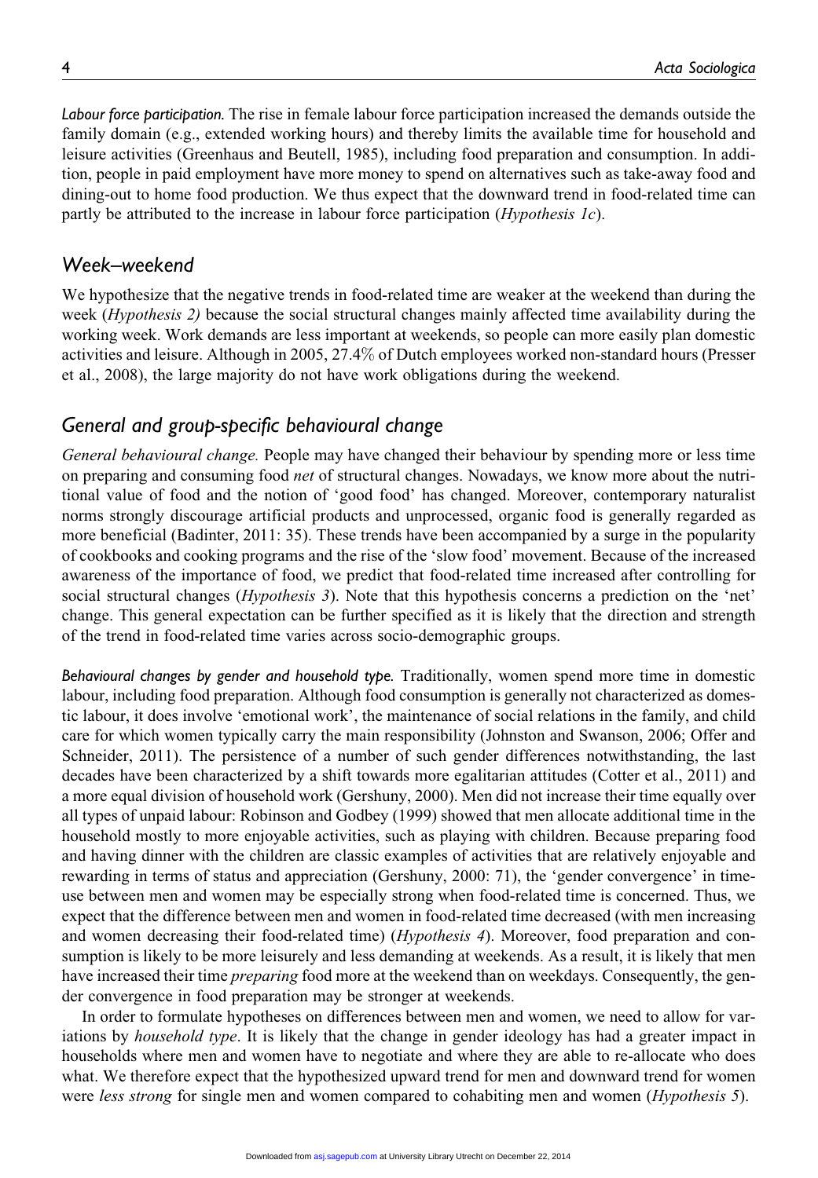*Labour force participation.* The rise in female labour force participation increased the demands outside the family domain (e.g., extended working hours) and thereby limits the available time for household and leisure activities (Greenhaus and Beutell, 1985), including food preparation and consumption. In addition, people in paid employment have more money to spend on alternatives such as take-away food and dining-out to home food production. We thus expect that the downward trend in food-related time can partly be attributed to the increase in labour force participation (*Hypothesis 1c*).

## Week–weekend

We hypothesize that the negative trends in food-related time are weaker at the weekend than during the week (*Hypothesis 2)* because the social structural changes mainly affected time availability during the working week. Work demands are less important at weekends, so people can more easily plan domestic activities and leisure. Although in 2005, 27.4% of Dutch employees worked non-standard hours (Presser et al., 2008), the large majority do not have work obligations during the weekend.

## General and group-specific behavioural change

*General behavioural change.* People may have changed their behaviour by spending more or less time on preparing and consuming food *net* of structural changes. Nowadays, we know more about the nutritional value of food and the notion of 'good food' has changed. Moreover, contemporary naturalist norms strongly discourage artificial products and unprocessed, organic food is generally regarded as more beneficial (Badinter, 2011: 35). These trends have been accompanied by a surge in the popularity of cookbooks and cooking programs and the rise of the 'slow food' movement. Because of the increased awareness of the importance of food, we predict that food-related time increased after controlling for social structural changes (*Hypothesis 3*). Note that this hypothesis concerns a prediction on the 'net' change. This general expectation can be further specified as it is likely that the direction and strength of the trend in food-related time varies across socio-demographic groups.

*Behavioural changes by gender and household type.* Traditionally, women spend more time in domestic labour, including food preparation. Although food consumption is generally not characterized as domestic labour, it does involve 'emotional work', the maintenance of social relations in the family, and child care for which women typically carry the main responsibility (Johnston and Swanson, 2006; Offer and Schneider, 2011). The persistence of a number of such gender differences notwithstanding, the last decades have been characterized by a shift towards more egalitarian attitudes (Cotter et al., 2011) and a more equal division of household work (Gershuny, 2000). Men did not increase their time equally over all types of unpaid labour: Robinson and Godbey (1999) showed that men allocate additional time in the household mostly to more enjoyable activities, such as playing with children. Because preparing food and having dinner with the children are classic examples of activities that are relatively enjoyable and rewarding in terms of status and appreciation (Gershuny, 2000: 71), the 'gender convergence' in time-use between men and women may be especially strong when food-related time is concerned. Thus, we expect that the difference between men and women in food-related time decreased (with men increasing and women decreasing their food-related time) (*Hypothesis 4*). Moreover, food preparation and consumption is likely to be more leisurely and less demanding at weekends. As a result, it is likely that men have increased their time *preparing* food more at the weekend than on weekdays. Consequently, the gender convergence in food preparation may be stronger at weekends.

In order to formulate hypotheses on differences between men and women, we need to allow for variations by *household type*. It is likely that the change in gender ideology has had a greater impact in households where men and women have to negotiate and where they are able to re-allocate who does what. We therefore expect that the hypothesized upward trend for men and downward trend for women were *less strong* for single men and women compared to cohabiting men and women (*Hypothesis 5*).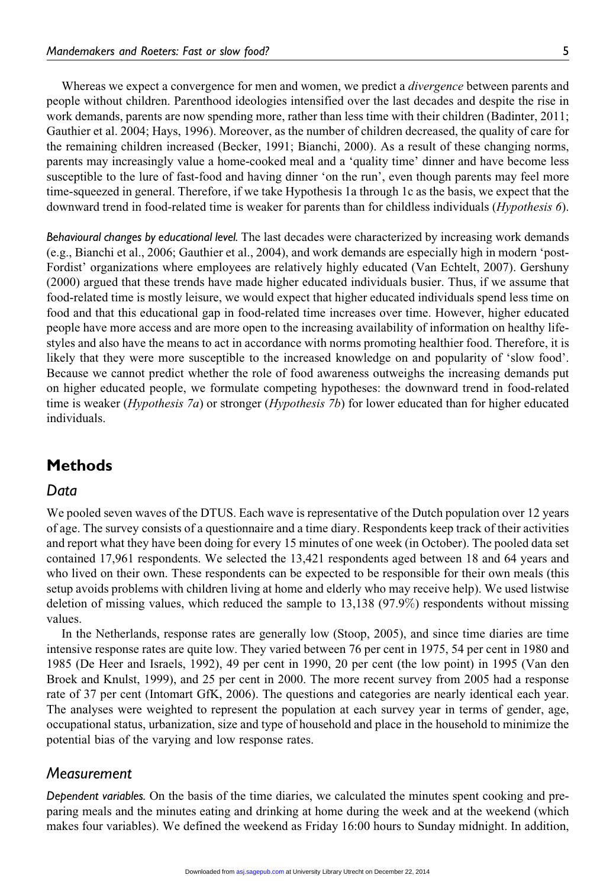Whereas we expect a convergence for men and women, we predict a *divergence* between parents and people without children. Parenthood ideologies intensified over the last decades and despite the rise in work demands, parents are now spending more, rather than less time with their children (Badinter, 2011; Gauthier et al. 2004; Hays, 1996). Moreover, as the number of children decreased, the quality of care for the remaining children increased (Becker, 1991; Bianchi, 2000). As a result of these changing norms, parents may increasingly value a home-cooked meal and a 'quality time' dinner and have become less susceptible to the lure of fast-food and having dinner 'on the run', even though parents may feel more time-squeezed in general. Therefore, if we take Hypothesis 1a through 1c as the basis, we expect that the downward trend in food-related time is weaker for parents than for childless individuals (*Hypothesis 6*).

*Behavioural changes by educational level.* The last decades were characterized by increasing work demands (e.g., Bianchi et al., 2006; Gauthier et al., 2004), and work demands are especially high in modern 'post-Fordist' organizations where employees are relatively highly educated (Van Echtelt, 2007). Gershuny (2000) argued that these trends have made higher educated individuals busier. Thus, if we assume that food-related time is mostly leisure, we would expect that higher educated individuals spend less time on food and that this educational gap in food-related time increases over time. However, higher educated people have more access and are more open to the increasing availability of information on healthy lifestyles and also have the means to act in accordance with norms promoting healthier food. Therefore, it is likely that they were more susceptible to the increased knowledge on and popularity of 'slow food'. Because we cannot predict whether the role of food awareness outweighs the increasing demands put on higher educated people, we formulate competing hypotheses: the downward trend in food-related time is weaker (*Hypothesis 7a*) or stronger (*Hypothesis 7b*) for lower educated than for higher educated individuals.

## Methods

### Data

We pooled seven waves of the DTUS. Each wave is representative of the Dutch population over 12 years of age. The survey consists of a questionnaire and a time diary. Respondents keep track of their activities and report what they have been doing for every 15 minutes of one week (in October). The pooled data set contained 17,961 respondents. We selected the 13,421 respondents aged between 18 and 64 years and who lived on their own. These respondents can be expected to be responsible for their own meals (this setup avoids problems with children living at home and elderly who may receive help). We used listwise deletion of missing values, which reduced the sample to 13,138 (97.9%) respondents without missing values.

In the Netherlands, response rates are generally low (Stoop, 2005), and since time diaries are time intensive response rates are quite low. They varied between 76 per cent in 1975, 54 per cent in 1980 and 1985 (De Heer and Israels, 1992), 49 per cent in 1990, 20 per cent (the low point) in 1995 (Van den Broek and Knulst, 1999), and 25 per cent in 2000. The more recent survey from 2005 had a response rate of 37 per cent (Intomart GfK, 2006). The questions and categories are nearly identical each year. The analyses were weighted to represent the population at each survey year in terms of gender, age, occupational status, urbanization, size and type of household and place in the household to minimize the potential bias of the varying and low response rates.

### Measurement

*Dependent variables.* On the basis of the time diaries, we calculated the minutes spent cooking and preparing meals and the minutes eating and drinking at home during the week and at the weekend (which makes four variables). We defined the weekend as Friday 16:00 hours to Sunday midnight. In addition,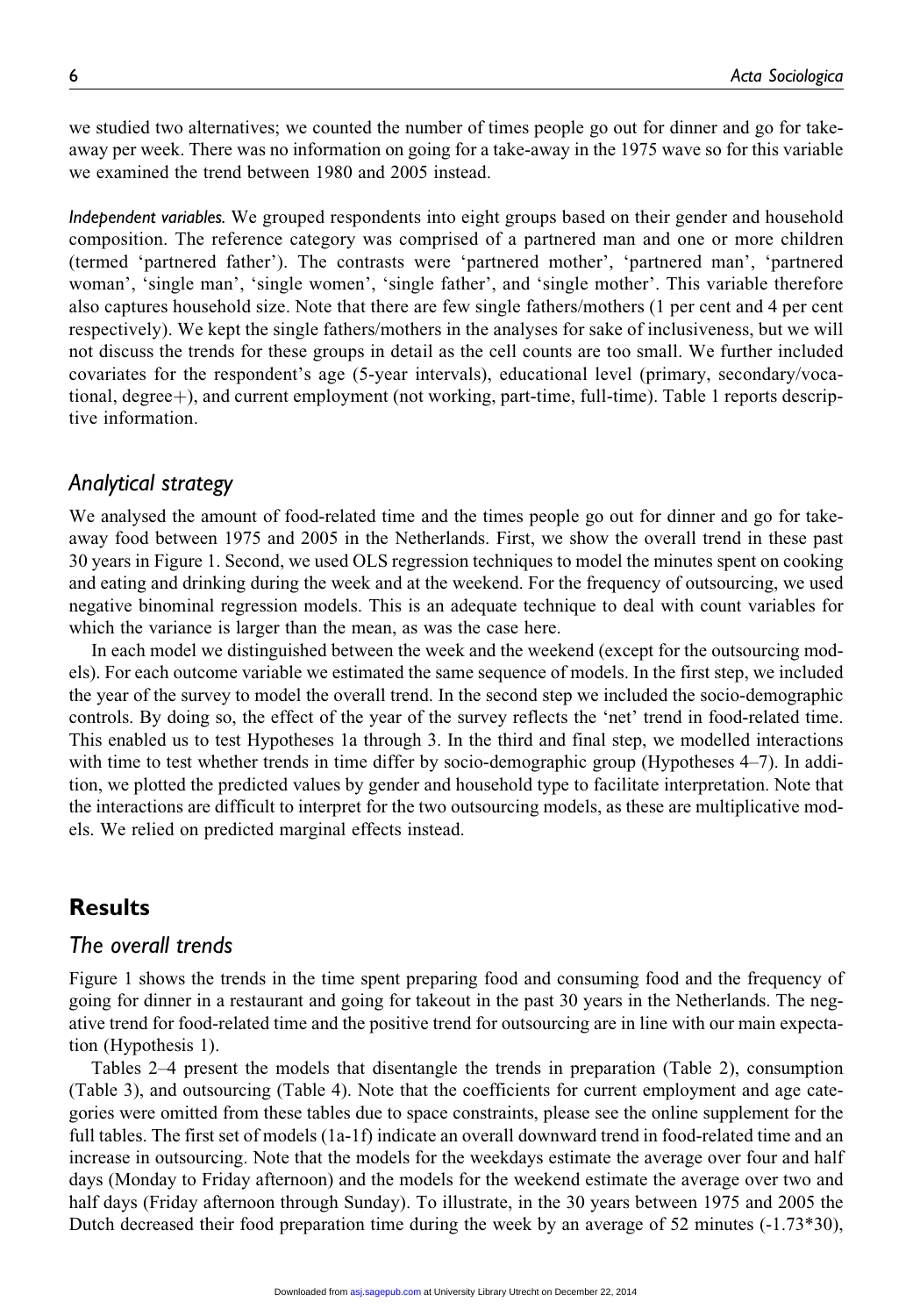we studied two alternatives; we counted the number of times people go out for dinner and go for take-away per week. There was no information on going for a take-away in the 1975 wave so for this variable we examined the trend between 1980 and 2005 instead.

*Independent variables.* We grouped respondents into eight groups based on their gender and household composition. The reference category was comprised of a partnered man and one or more children (termed 'partnered father'). The contrasts were 'partnered mother', 'partnered man', 'partnered woman', 'single man', 'single women', 'single father', and 'single mother'. This variable therefore also captures household size. Note that there are few single fathers/mothers (1 per cent and 4 per cent respectively). We kept the single fathers/mothers in the analyses for sake of inclusiveness, but we will not discuss the trends for these groups in detail as the cell counts are too small. We further included covariates for the respondent's age (5-year intervals), educational level (primary, secondary/vocational, degree+), and current employment (not working, part-time, full-time). Table 1 reports descriptive information.

## Analytical strategy

We analysed the amount of food-related time and the times people go out for dinner and go for take-away food between 1975 and 2005 in the Netherlands. First, we show the overall trend in these past 30 years in Figure 1. Second, we used OLS regression techniques to model the minutes spent on cooking and eating and drinking during the week and at the weekend. For the frequency of outsourcing, we used negative binominal regression models. This is an adequate technique to deal with count variables for which the variance is larger than the mean, as was the case here.

In each model we distinguished between the week and the weekend (except for the outsourcing models). For each outcome variable we estimated the same sequence of models. In the first step, we included the year of the survey to model the overall trend. In the second step we included the socio-demographic controls. By doing so, the effect of the year of the survey reflects the 'net' trend in food-related time. This enabled us to test Hypotheses 1a through 3. In the third and final step, we modelled interactions with time to test whether trends in time differ by socio-demographic group (Hypotheses 4–7). In addition, we plotted the predicted values by gender and household type to facilitate interpretation. Note that the interactions are difficult to interpret for the two outsourcing models, as these are multiplicative models. We relied on predicted marginal effects instead.

# Results

## The overall trends

Figure 1 shows the trends in the time spent preparing food and consuming food and the frequency of going for dinner in a restaurant and going for takeout in the past 30 years in the Netherlands. The negative trend for food-related time and the positive trend for outsourcing are in line with our main expectation (Hypothesis 1).

Tables 2–4 present the models that disentangle the trends in preparation (Table 2), consumption (Table 3), and outsourcing (Table 4). Note that the coefficients for current employment and age categories were omitted from these tables due to space constraints, please see the online supplement for the full tables. The first set of models (1a-1f) indicate an overall downward trend in food-related time and an increase in outsourcing. Note that the models for the weekdays estimate the average over four and half days (Monday to Friday afternoon) and the models for the weekend estimate the average over two and half days (Friday afternoon through Sunday). To illustrate, in the 30 years between 1975 and 2005 the Dutch decreased their food preparation time during the week by an average of 52 minutes (-1.73*30),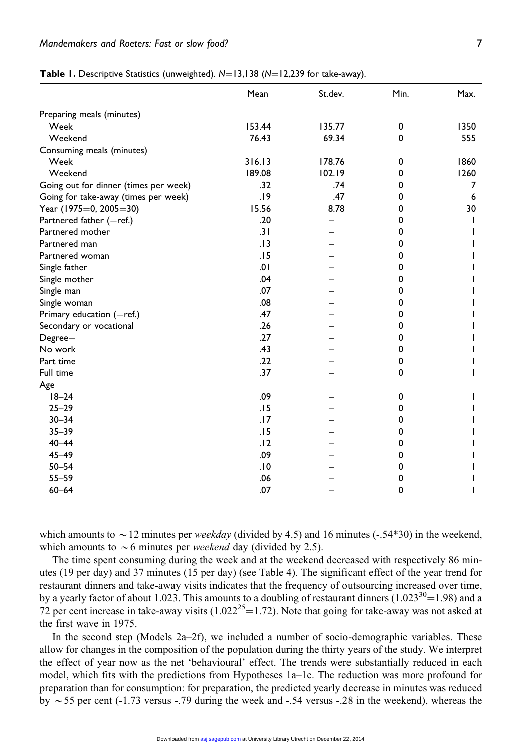**Table 1.** Descriptive Statistics (unweighted). $N$=13,138 ($N$=12,239 for take-away).

| | Mean | St.dev. | Min. | Max. |
|---|---|---|---|---|
| Preparing meals (minutes) | | | | |
| Week | 153.44 | 135.77 | 0 | 1350 |
| Weekend | 76.43 | 69.34 | 0 | 555 |
| Consuming meals (minutes) | | | | |
| Week | 316.13 | 178.76 | 0 | 1860 |
| Weekend | 189.08 | 102.19 | 0 | 1260 |
| Going out for dinner (times per week) | .32 | .74 | 0 | 7 |
| Going for take-away (times per week) | .19 | .47 | 0 | 6 |
| Year (1975=0, 2005=30) | 15.56 | 8.78 | 0 | 30 |
| Partnered father (=ref.) | .20 | – | 0 | 1 |
| Partnered mother | .31 | – | 0 | 1 |
| Partnered man | .13 | – | 0 | 1 |
| Partnered woman | .15 | – | 0 | 1 |
| Single father | .01 | – | 0 | 1 |
| Single mother | .04 | – | 0 | 1 |
| Single man | .07 | – | 0 | 1 |
| Single woman | .08 | – | 0 | 1 |
| Primary education (=ref.) | .47 | – | 0 | 1 |
| Secondary or vocational | .26 | – | 0 | 1 |
| Degree+ | .27 | – | 0 | 1 |
| No work | .43 | – | 0 | 1 |
| Part time | .22 | – | 0 | 1 |
| Full time | .37 | – | 0 | 1 |
| Age | | | | |
| 18–24 | .09 | – | 0 | 1 |
| 25–29 | .15 | – | 0 | 1 |
| 30–34 | .17 | – | 0 | 1 |
| 35–39 | .15 | – | 0 | 1 |
| 40–44 | .12 | – | 0 | 1 |
| 45–49 | .09 | – | 0 | 1 |
| 50–54 | .10 | – | 0 | 1 |
| 55–59 | .06 | – | 0 | 1 |
| 60–64 | .07 | – | 0 | 1 |

which amounts to ~12 minutes per *weekday* (divided by 4.5) and 16 minutes (-.54*30) in the weekend, which amounts to ~6 minutes per *weekend* day (divided by 2.5).

The time spent consuming during the week and at the weekend decreased with respectively 86 minutes (19 per day) and 37 minutes (15 per day) (see Table 4). The significant effect of the year trend for restaurant dinners and take-away visits indicates that the frequency of outsourcing increased over time, by a yearly factor of about 1.023. This amounts to a doubling of restaurant dinners ($1.023^{30}$=1.98) and a 72 per cent increase in take-away visits ($1.022^{25}$=1.72). Note that going for take-away was not asked at the first wave in 1975.

In the second step (Models 2a–2f), we included a number of socio-demographic variables. These allow for changes in the composition of the population during the thirty years of the study. We interpret the effect of year now as the net 'behavioural' effect. The trends were substantially reduced in each model, which fits with the predictions from Hypotheses 1a–1c. The reduction was more profound for preparation than for consumption: for preparation, the predicted yearly decrease in minutes was reduced by ~55 per cent (-1.73 versus -.79 during the week and -.54 versus -.28 in the weekend), whereas the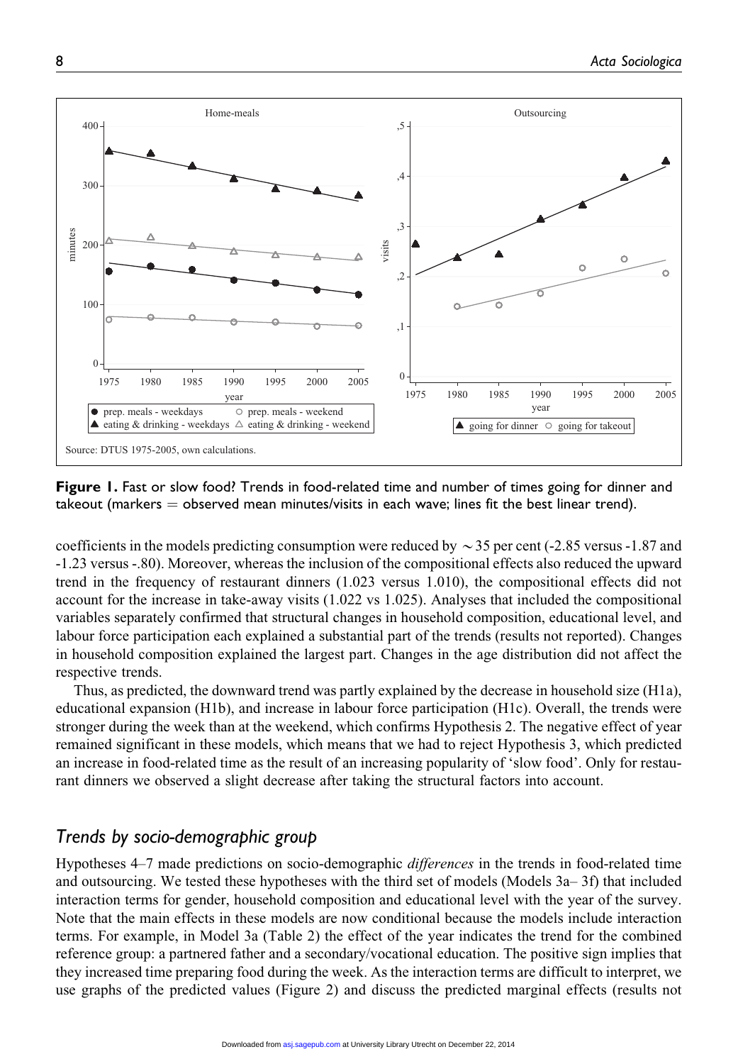Source: DTUS 1975-2005, own calculations.

**Figure 1.** Fast or slow food? Trends in food-related time and number of times going for dinner and takeout (markers = observed mean minutes/visits in each wave; lines fit the best linear trend).

coefficients in the models predicting consumption were reduced by ~35 per cent (-2.85 versus -1.87 and -1.23 versus -.80). Moreover, whereas the inclusion of the compositional effects also reduced the upward trend in the frequency of restaurant dinners (1.023 versus 1.010), the compositional effects did not account for the increase in take-away visits (1.022 vs 1.025). Analyses that included the compositional variables separately confirmed that structural changes in household composition, educational level, and labour force participation each explained a substantial part of the trends (results not reported). Changes in household composition explained the largest part. Changes in the age distribution did not affect the respective trends.

Thus, as predicted, the downward trend was partly explained by the decrease in household size (H1a), educational expansion (H1b), and increase in labour force participation (H1c). Overall, the trends were stronger during the week than at the weekend, which confirms Hypothesis 2. The negative effect of year remained significant in these models, which means that we had to reject Hypothesis 3, which predicted an increase in food-related time as the result of an increasing popularity of 'slow food'. Only for restaurant dinners we observed a slight decrease after taking the structural factors into account.

## Trends by socio-demographic group

Hypotheses 4–7 made predictions on socio-demographic *differences* in the trends in food-related time and outsourcing. We tested these hypotheses with the third set of models (Models 3a– 3f) that included interaction terms for gender, household composition and educational level with the year of the survey. Note that the main effects in these models are now conditional because the models include interaction terms. For example, in Model 3a (Table 2) the effect of the year indicates the trend for the combined reference group: a partnered father and a secondary/vocational education. The positive sign implies that they increased time preparing food during the week. As the interaction terms are difficult to interpret, we use graphs of the predicted values (Figure 2) and discuss the predicted marginal effects (results not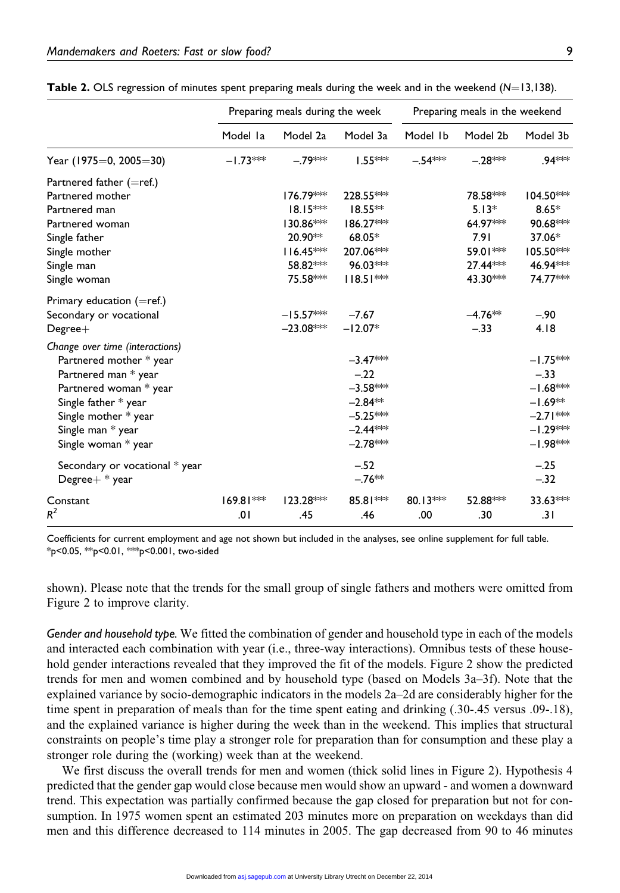**Table 2.** OLS regression of minutes spent preparing meals during the week and in the weekend (N=13,138).

| | Preparing meals during the week | | | Preparing meals in the weekend | | |
|---|---|---|---|---|---|---|
| | Model 1a | Model 2a | Model 3a | Model 1b | Model 2b | Model 3b |
| Year (1975=0, 2005=30) | −1.73*** | −.79*** | 1.55*** | −.54*** | −.28*** | .94*** |
| Partnered father (=ref.) | | | | | | |
| Partnered mother | | 176.79*** | 228.55*** | | 78.58*** | 104.50*** |
| Partnered man | | 18.15*** | 18.55** | | 5.13* | 8.65* |
| Partnered woman | | 130.86*** | 186.27*** | | 64.97*** | 90.68*** |
| Single father | | 20.90** | 68.05* | | 7.91 | 37.06* |
| Single mother | | 116.45*** | 207.06*** | | 59.01*** | 105.50*** |
| Single man | | 58.82*** | 96.03*** | | 27.44*** | 46.94*** |
| Single woman | | 75.58*** | 118.51*** | | 43.30*** | 74.77*** |
| Primary education (=ref.) | | | | | | |
| Secondary or vocational | | −15.57*** | −7.67 | | −4.76** | −.90 |
| Degree+ | | −23.08*** | −12.07* | | −.33 | 4.18 |
| *Change over time (interactions)* | | | | | | |
| Partnered mother * year | | | −3.47*** | | | −1.75*** |
| Partnered man * year | | | −.22 | | | −.33 |
| Partnered woman * year | | | −3.58*** | | | −1.68*** |
| Single father * year | | | −2.84** | | | −1.69** |
| Single mother * year | | | −5.25*** | | | −2.71*** |
| Single man * year | | | −2.44*** | | | −1.29*** |
| Single woman * year | | | −2.78*** | | | −1.98*** |
| Secondary or vocational * year | | | −.52 | | | −.25 |
| Degree+ * year | | | −.76** | | | −.32 |
| Constant | 169.81*** | 123.28*** | 85.81*** | 80.13*** | 52.88*** | 33.63*** |
| $R^2$ | .01 | .45 | .46 | .00 | .30 | .31 |

Coefficients for current employment and age not shown but included in the analyses, see online supplement for full table.
*p<0.05, **p<0.01, ***p<0.001, two-sided

shown). Please note that the trends for the small group of single fathers and mothers were omitted from Figure 2 to improve clarity.

*Gender and household type.* We fitted the combination of gender and household type in each of the models and interacted each combination with year (i.e., three-way interactions). Omnibus tests of these household gender interactions revealed that they improved the fit of the models. Figure 2 show the predicted trends for men and women combined and by household type (based on Models 3a–3f). Note that the explained variance by socio-demographic indicators in the models 2a–2d are considerably higher for the time spent in preparation of meals than for the time spent eating and drinking (.30-.45 versus .09-.18), and the explained variance is higher during the week than in the weekend. This implies that structural constraints on people's time play a stronger role for preparation than for consumption and these play a stronger role during the (working) week than at the weekend.

We first discuss the overall trends for men and women (thick solid lines in Figure 2). Hypothesis 4 predicted that the gender gap would close because men would show an upward - and women a downward trend. This expectation was partially confirmed because the gap closed for preparation but not for consumption. In 1975 women spent an estimated 203 minutes more on preparation on weekdays than did men and this difference decreased to 114 minutes in 2005. The gap decreased from 90 to 46 minutes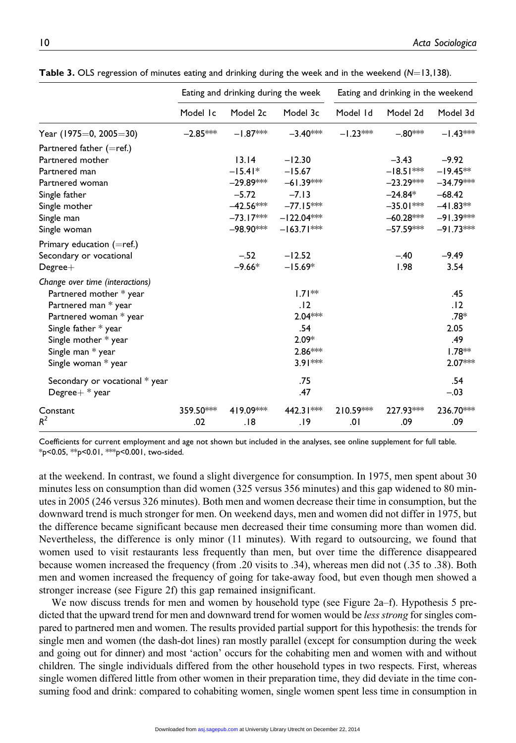**Table 3.** OLS regression of minutes eating and drinking during the week and in the weekend (N=13,138).

| | Eating and drinking during the week | | | Eating and drinking in the weekend | | |
|---|---|---|---|---|---|---|
| | Model 1c | Model 2c | Model 3c | Model 1d | Model 2d | Model 3d |
| Year (1975=0, 2005=30) | −2.85*** | −1.87*** | −3.40*** | −1.23*** | −.80*** | −1.43*** |
| Partnered father (=ref.) | | | | | | |
| Partnered mother | | 13.14 | −12.30 | | −3.43 | −9.92 |
| Partnered man | | −15.41* | −15.67 | | −18.51*** | −19.45** |
| Partnered woman | | −29.89*** | −61.39*** | | −23.29*** | −34.79*** |
| Single father | | −5.72 | −7.13 | | −24.84* | −68.42 |
| Single mother | | −42.56*** | −77.15*** | | −35.01*** | −41.83** |
| Single man | | −73.17*** | −122.04*** | | −60.28*** | −91.39*** |
| Single woman | | −98.90*** | −163.71*** | | −57.59*** | −91.73*** |
| Primary education (=ref.) | | | | | | |
| Secondary or vocational | | −.52 | −12.52 | | −.40 | −9.49 |
| Degree+ | | −9.66* | −15.69* | | 1.98 | 3.54 |
| *Change over time (interactions)* | | | | | | |
| Partnered mother * year | | | 1.71** | | | .45 |
| Partnered man * year | | | .12 | | | .12 |
| Partnered woman * year | | | 2.04*** | | | .78* |
| Single father * year | | | .54 | | | 2.05 |
| Single mother * year | | | 2.09* | | | .49 |
| Single man * year | | | 2.86*** | | | 1.78** |
| Single woman * year | | | 3.91*** | | | 2.07*** |
| Secondary or vocational * year | | | .75 | | | .54 |
| Degree+ * year | | | .47 | | | −.03 |
| Constant | 359.50*** | 419.09*** | 442.31*** | 210.59*** | 227.93*** | 236.70*** |
| $R^2$ | .02 | .18 | .19 | .01 | .09 | .09 |

Coefficients for current employment and age not shown but included in the analyses, see online supplement for full table.
*p<0.05, **p<0.01, ***p<0.001, two-sided.

at the weekend. In contrast, we found a slight divergence for consumption. In 1975, men spent about 30 minutes less on consumption than did women (325 versus 356 minutes) and this gap widened to 80 minutes in 2005 (246 versus 326 minutes). Both men and women decrease their time in consumption, but the downward trend is much stronger for men. On weekend days, men and women did not differ in 1975, but the difference became significant because men decreased their time consuming more than women did. Nevertheless, the difference is only minor (11 minutes). With regard to outsourcing, we found that women used to visit restaurants less frequently than men, but over time the difference disappeared because women increased the frequency (from .20 visits to .34), whereas men did not (.35 to .38). Both men and women increased the frequency of going for take-away food, but even though men showed a stronger increase (see Figure 2f) this gap remained insignificant.

We now discuss trends for men and women by household type (see Figure 2a–f). Hypothesis 5 predicted that the upward trend for men and downward trend for women would be *less strong* for singles compared to partnered men and women. The results provided partial support for this hypothesis: the trends for single men and women (the dash-dot lines) ran mostly parallel (except for consumption during the week and going out for dinner) and most 'action' occurs for the cohabiting men and women with and without children. The single individuals differed from the other household types in two respects. First, whereas single women differed little from other women in their preparation time, they did deviate in the time consuming food and drink: compared to cohabiting women, single women spent less time in consumption in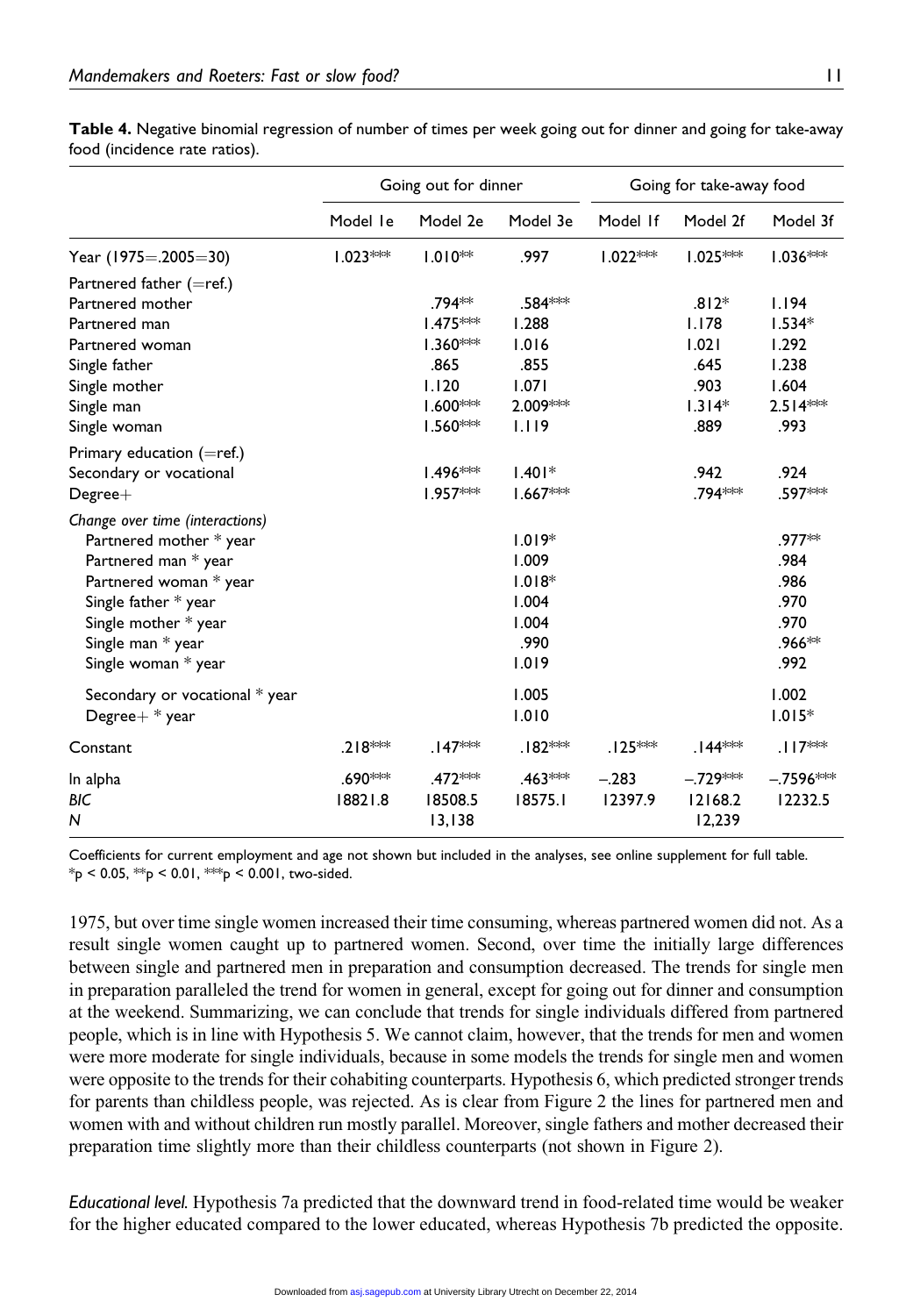**Table 4.** Negative binomial regression of number of times per week going out for dinner and going for take-away food (incidence rate ratios).

| | Going out for dinner | | | Going for take-away food | | |
|---|---|---|---|---|---|---|
| | Model 1e | Model 2e | Model 3e | Model 1f | Model 2f | Model 3f |
| Year (1975=.2005=30) | 1.023*** | 1.010** | .997 | 1.022*** | 1.025*** | 1.036*** |
| Partnered father (=ref.) | | | | | | |
| Partnered mother | | .794** | .584*** | | .812* | 1.194 |
| Partnered man | | 1.475*** | 1.288 | | 1.178 | 1.534* |
| Partnered woman | | 1.360*** | 1.016 | | 1.021 | 1.292 |
| Single father | | .865 | .855 | | .645 | 1.238 |
| Single mother | | 1.120 | 1.071 | | .903 | 1.604 |
| Single man | | 1.600*** | 2.009*** | | 1.314* | 2.514*** |
| Single woman | | 1.560*** | 1.119 | | .889 | .993 |
| Primary education (=ref.) | | | | | | |
| Secondary or vocational | | 1.496*** | 1.401* | | .942 | .924 |
| Degree+ | | 1.957*** | 1.667*** | | .794*** | .597*** |
| *Change over time (interactions)* | | | | | | |
| Partnered mother * year | | | 1.019* | | | .977** |
| Partnered man * year | | | 1.009 | | | .984 |
| Partnered woman * year | | | 1.018* | | | .986 |
| Single father * year | | | 1.004 | | | .970 |
| Single mother * year | | | 1.004 | | | .970 |
| Single man * year | | | .990 | | | .966** |
| Single woman * year | | | 1.019 | | | .992 |
| Secondary or vocational * year | | | 1.005 | | | 1.002 |
| Degree+ * year | | | 1.010 | | | 1.015* |
| Constant | .218*** | .147*** | .182*** | .125*** | .144*** | .117*** |
| ln alpha | .690*** | .472*** | .463*** | −.283 | −.729*** | −.7596*** |
| *BIC* | 18821.8 | 18508.5 | 18575.1 | 12397.9 | 12168.2 | 12232.5 |
| *N* | | 13,138 | | | 12,239 | |

Coefficients for current employment and age not shown but included in the analyses, see online supplement for full table.
*p < 0.05, **p < 0.01, ***p < 0.001, two-sided.

1975, but over time single women increased their time consuming, whereas partnered women did not. As a result single women caught up to partnered women. Second, over time the initially large differences between single and partnered men in preparation and consumption decreased. The trends for single men in preparation paralleled the trend for women in general, except for going out for dinner and consumption at the weekend. Summarizing, we can conclude that trends for single individuals differed from partnered people, which is in line with Hypothesis 5. We cannot claim, however, that the trends for men and women were more moderate for single individuals, because in some models the trends for single men and women were opposite to the trends for their cohabiting counterparts. Hypothesis 6, which predicted stronger trends for parents than childless people, was rejected. As is clear from Figure 2 the lines for partnered men and women with and without children run mostly parallel. Moreover, single fathers and mother decreased their preparation time slightly more than their childless counterparts (not shown in Figure 2).

*Educational level.* Hypothesis 7a predicted that the downward trend in food-related time would be weaker for the higher educated compared to the lower educated, whereas Hypothesis 7b predicted the opposite.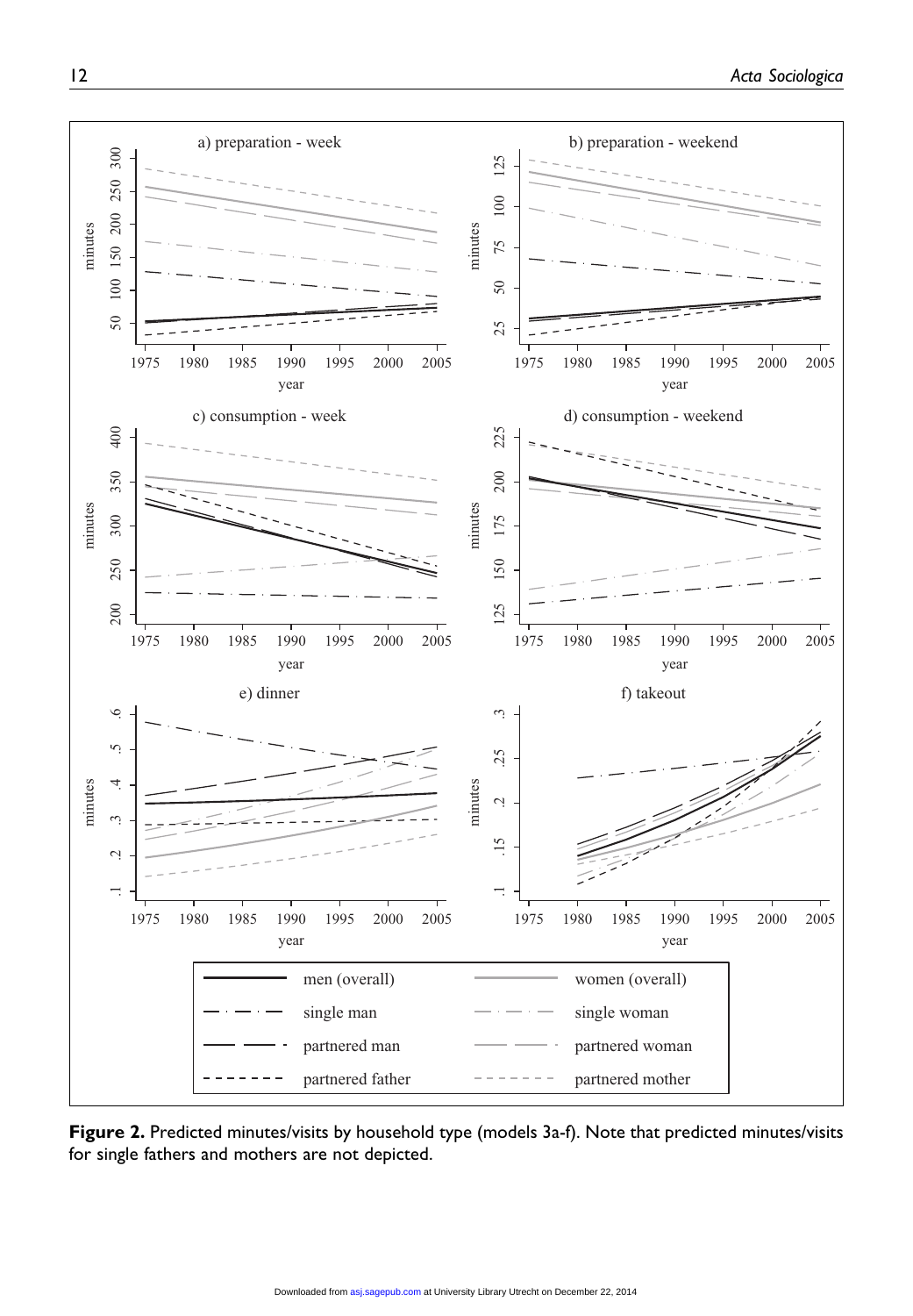**Figure 2.** Predicted minutes/visits by household type (models 3a-f). Note that predicted minutes/visits for single fathers and mothers are not depicted.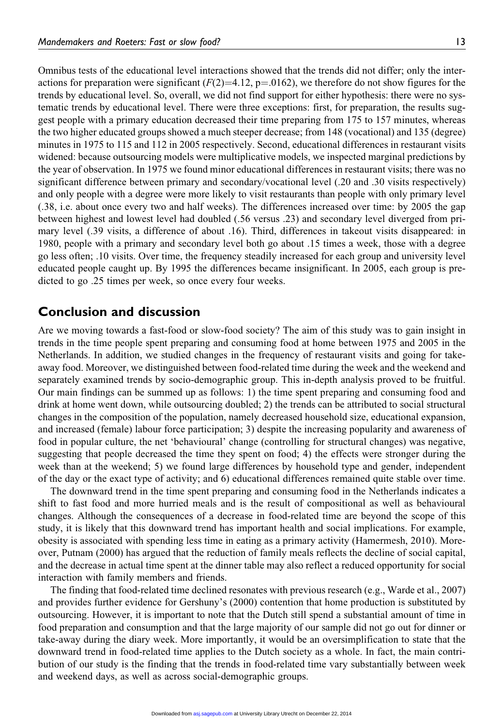Omnibus tests of the educational level interactions showed that the trends did not differ; only the interactions for preparation were significant ($F(2)=4.12$, $p=.0162$), we therefore do not show figures for the trends by educational level. So, overall, we did not find support for either hypothesis: there were no systematic trends by educational level. There were three exceptions: first, for preparation, the results suggest people with a primary education decreased their time preparing from 175 to 157 minutes, whereas the two higher educated groups showed a much steeper decrease; from 148 (vocational) and 135 (degree) minutes in 1975 to 115 and 112 in 2005 respectively. Second, educational differences in restaurant visits widened: because outsourcing models were multiplicative models, we inspected marginal predictions by the year of observation. In 1975 we found minor educational differences in restaurant visits; there was no significant difference between primary and secondary/vocational level (.20 and .30 visits respectively) and only people with a degree were more likely to visit restaurants than people with only primary level (.38, i.e. about once every two and half weeks). The differences increased over time: by 2005 the gap between highest and lowest level had doubled (.56 versus .23) and secondary level diverged from primary level (.39 visits, a difference of about .16). Third, differences in takeout visits disappeared: in 1980, people with a primary and secondary level both go about .15 times a week, those with a degree go less often; .10 visits. Over time, the frequency steadily increased for each group and university level educated people caught up. By 1995 the differences became insignificant. In 2005, each group is predicted to go .25 times per week, so once every four weeks.

## Conclusion and discussion

Are we moving towards a fast-food or slow-food society? The aim of this study was to gain insight in trends in the time people spent preparing and consuming food at home between 1975 and 2005 in the Netherlands. In addition, we studied changes in the frequency of restaurant visits and going for take-away food. Moreover, we distinguished between food-related time during the week and the weekend and separately examined trends by socio-demographic group. This in-depth analysis proved to be fruitful. Our main findings can be summed up as follows: 1) the time spent preparing and consuming food and drink at home went down, while outsourcing doubled; 2) the trends can be attributed to social structural changes in the composition of the population, namely decreased household size, educational expansion, and increased (female) labour force participation; 3) despite the increasing popularity and awareness of food in popular culture, the net 'behavioural' change (controlling for structural changes) was negative, suggesting that people decreased the time they spent on food; 4) the effects were stronger during the week than at the weekend; 5) we found large differences by household type and gender, independent of the day or the exact type of activity; and 6) educational differences remained quite stable over time.

The downward trend in the time spent preparing and consuming food in the Netherlands indicates a shift to fast food and more hurried meals and is the result of compositional as well as behavioural changes. Although the consequences of a decrease in food-related time are beyond the scope of this study, it is likely that this downward trend has important health and social implications. For example, obesity is associated with spending less time in eating as a primary activity (Hamermesh, 2010). Moreover, Putnam (2000) has argued that the reduction of family meals reflects the decline of social capital, and the decrease in actual time spent at the dinner table may also reflect a reduced opportunity for social interaction with family members and friends.

The finding that food-related time declined resonates with previous research (e.g., Warde et al., 2007) and provides further evidence for Gershuny's (2000) contention that home production is substituted by outsourcing. However, it is important to note that the Dutch still spend a substantial amount of time in food preparation and consumption and that the large majority of our sample did not go out for dinner or take-away during the diary week. More importantly, it would be an oversimplification to state that the downward trend in food-related time applies to the Dutch society as a whole. In fact, the main contribution of our study is the finding that the trends in food-related time vary substantially between week and weekend days, as well as across social-demographic groups.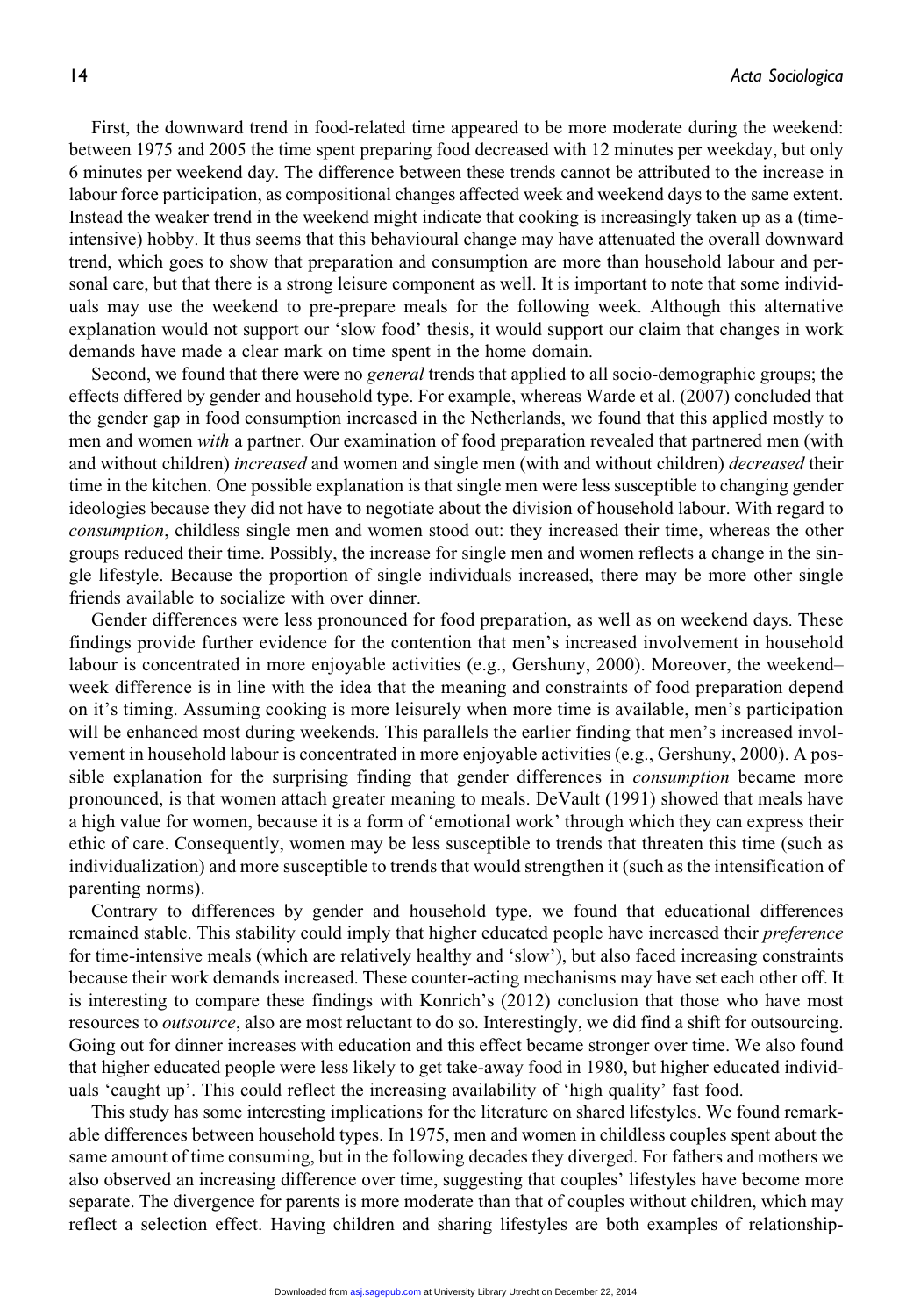First, the downward trend in food-related time appeared to be more moderate during the weekend: between 1975 and 2005 the time spent preparing food decreased with 12 minutes per weekday, but only 6 minutes per weekend day. The difference between these trends cannot be attributed to the increase in labour force participation, as compositional changes affected week and weekend days to the same extent. Instead the weaker trend in the weekend might indicate that cooking is increasingly taken up as a (time-intensive) hobby. It thus seems that this behavioural change may have attenuated the overall downward trend, which goes to show that preparation and consumption are more than household labour and personal care, but that there is a strong leisure component as well. It is important to note that some individuals may use the weekend to pre-prepare meals for the following week. Although this alternative explanation would not support our 'slow food' thesis, it would support our claim that changes in work demands have made a clear mark on time spent in the home domain.

Second, we found that there were no *general* trends that applied to all socio-demographic groups; the effects differed by gender and household type. For example, whereas Warde et al. (2007) concluded that the gender gap in food consumption increased in the Netherlands, we found that this applied mostly to men and women *with* a partner. Our examination of food preparation revealed that partnered men (with and without children) *increased* and women and single men (with and without children) *decreased* their time in the kitchen. One possible explanation is that single men were less susceptible to changing gender ideologies because they did not have to negotiate about the division of household labour. With regard to *consumption*, childless single men and women stood out: they increased their time, whereas the other groups reduced their time. Possibly, the increase for single men and women reflects a change in the single lifestyle. Because the proportion of single individuals increased, there may be more other single friends available to socialize with over dinner.

Gender differences were less pronounced for food preparation, as well as on weekend days. These findings provide further evidence for the contention that men's increased involvement in household labour is concentrated in more enjoyable activities (e.g., Gershuny, 2000). Moreover, the weekend–week difference is in line with the idea that the meaning and constraints of food preparation depend on it's timing. Assuming cooking is more leisurely when more time is available, men's participation will be enhanced most during weekends. This parallels the earlier finding that men's increased involvement in household labour is concentrated in more enjoyable activities (e.g., Gershuny, 2000). A possible explanation for the surprising finding that gender differences in *consumption* became more pronounced, is that women attach greater meaning to meals. DeVault (1991) showed that meals have a high value for women, because it is a form of 'emotional work' through which they can express their ethic of care. Consequently, women may be less susceptible to trends that threaten this time (such as individualization) and more susceptible to trends that would strengthen it (such as the intensification of parenting norms).

Contrary to differences by gender and household type, we found that educational differences remained stable. This stability could imply that higher educated people have increased their *preference* for time-intensive meals (which are relatively healthy and 'slow'), but also faced increasing constraints because their work demands increased. These counter-acting mechanisms may have set each other off. It is interesting to compare these findings with Konrich's (2012) conclusion that those who have most resources to *outsource*, also are most reluctant to do so. Interestingly, we did find a shift for outsourcing. Going out for dinner increases with education and this effect became stronger over time. We also found that higher educated people were less likely to get take-away food in 1980, but higher educated individuals 'caught up'. This could reflect the increasing availability of 'high quality' fast food.

This study has some interesting implications for the literature on shared lifestyles. We found remarkable differences between household types. In 1975, men and women in childless couples spent about the same amount of time consuming, but in the following decades they diverged. For fathers and mothers we also observed an increasing difference over time, suggesting that couples' lifestyles have become more separate. The divergence for parents is more moderate than that of couples without children, which may reflect a selection effect. Having children and sharing lifestyles are both examples of relationship-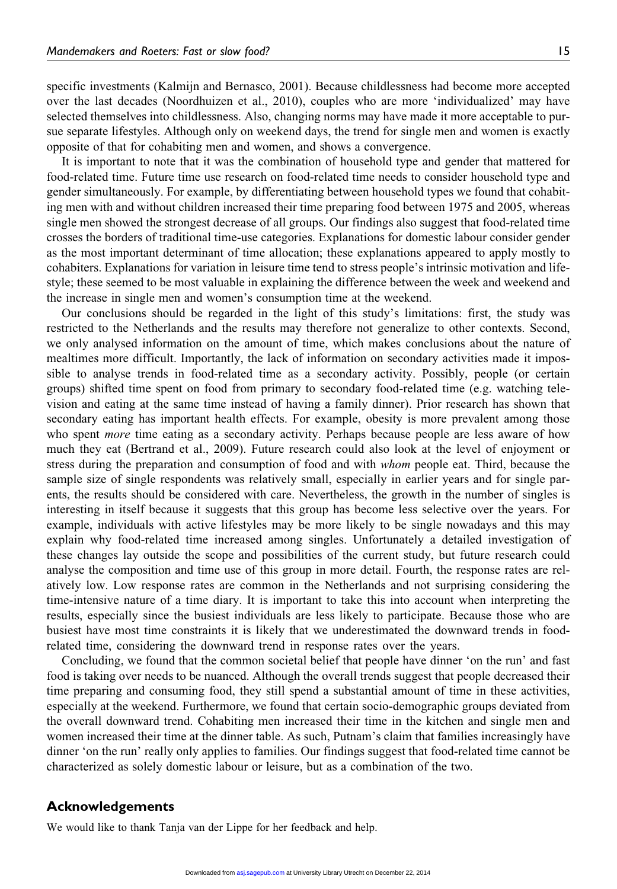specific investments (Kalmijn and Bernasco, 2001). Because childlessness had become more accepted over the last decades (Noordhuizen et al., 2010), couples who are more 'individualized' may have selected themselves into childlessness. Also, changing norms may have made it more acceptable to pursue separate lifestyles. Although only on weekend days, the trend for single men and women is exactly opposite of that for cohabiting men and women, and shows a convergence.

It is important to note that it was the combination of household type and gender that mattered for food-related time. Future time use research on food-related time needs to consider household type and gender simultaneously. For example, by differentiating between household types we found that cohabiting men with and without children increased their time preparing food between 1975 and 2005, whereas single men showed the strongest decrease of all groups. Our findings also suggest that food-related time crosses the borders of traditional time-use categories. Explanations for domestic labour consider gender as the most important determinant of time allocation; these explanations appeared to apply mostly to cohabiters. Explanations for variation in leisure time tend to stress people's intrinsic motivation and lifestyle; these seemed to be most valuable in explaining the difference between the week and weekend and the increase in single men and women's consumption time at the weekend.

Our conclusions should be regarded in the light of this study's limitations: first, the study was restricted to the Netherlands and the results may therefore not generalize to other contexts. Second, we only analysed information on the amount of time, which makes conclusions about the nature of mealtimes more difficult. Importantly, the lack of information on secondary activities made it impossible to analyse trends in food-related time as a secondary activity. Possibly, people (or certain groups) shifted time spent on food from primary to secondary food-related time (e.g. watching television and eating at the same time instead of having a family dinner). Prior research has shown that secondary eating has important health effects. For example, obesity is more prevalent among those who spent *more* time eating as a secondary activity. Perhaps because people are less aware of how much they eat (Bertrand et al., 2009). Future research could also look at the level of enjoyment or stress during the preparation and consumption of food and with *whom* people eat. Third, because the sample size of single respondents was relatively small, especially in earlier years and for single parents, the results should be considered with care. Nevertheless, the growth in the number of singles is interesting in itself because it suggests that this group has become less selective over the years. For example, individuals with active lifestyles may be more likely to be single nowadays and this may explain why food-related time increased among singles. Unfortunately a detailed investigation of these changes lay outside the scope and possibilities of the current study, but future research could analyse the composition and time use of this group in more detail. Fourth, the response rates are relatively low. Low response rates are common in the Netherlands and not surprising considering the time-intensive nature of a time diary. It is important to take this into account when interpreting the results, especially since the busiest individuals are less likely to participate. Because those who are busiest have most time constraints it is likely that we underestimated the downward trends in food-related time, considering the downward trend in response rates over the years.

Concluding, we found that the common societal belief that people have dinner 'on the run' and fast food is taking over needs to be nuanced. Although the overall trends suggest that people decreased their time preparing and consuming food, they still spend a substantial amount of time in these activities, especially at the weekend. Furthermore, we found that certain socio-demographic groups deviated from the overall downward trend. Cohabiting men increased their time in the kitchen and single men and women increased their time at the dinner table. As such, Putnam's claim that families increasingly have dinner 'on the run' really only applies to families. Our findings suggest that food-related time cannot be characterized as solely domestic labour or leisure, but as a combination of the two.

## Acknowledgements

We would like to thank Tanja van der Lippe for her feedback and help.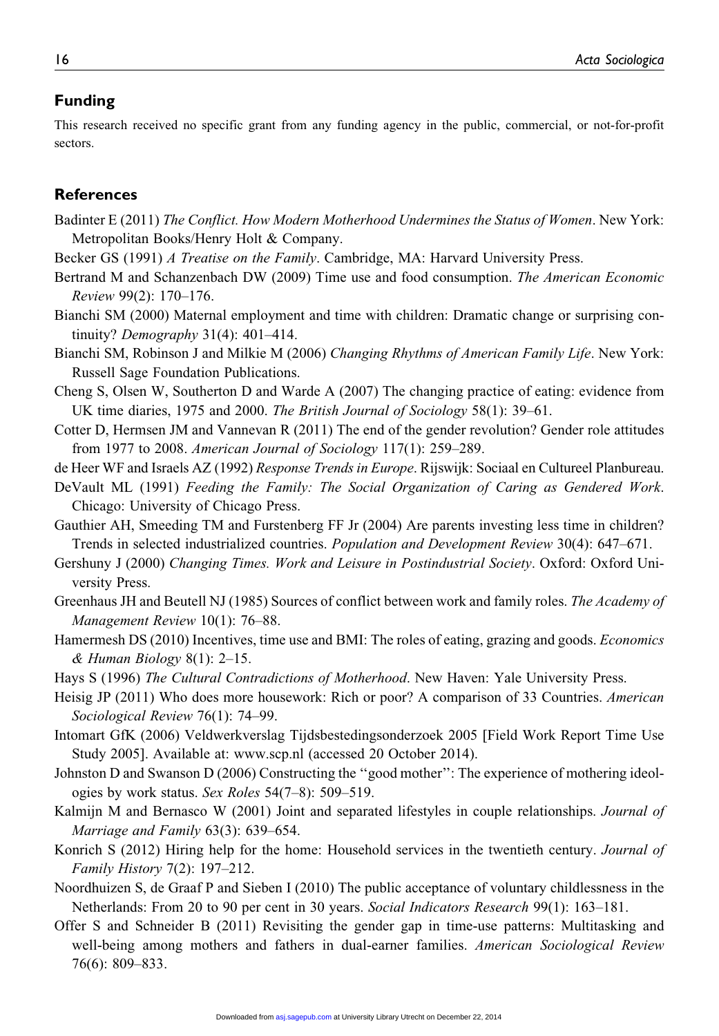## Funding

This research received no specific grant from any funding agency in the public, commercial, or not-for-profit sectors.

## References

Badinter E (2011) *The Conflict. How Modern Motherhood Undermines the Status of Women*. New York: Metropolitan Books/Henry Holt & Company.

Becker GS (1991) *A Treatise on the Family*. Cambridge, MA: Harvard University Press.

Bertrand M and Schanzenbach DW (2009) Time use and food consumption. *The American Economic Review* 99(2): 170–176.

Bianchi SM (2000) Maternal employment and time with children: Dramatic change or surprising continuity? *Demography* 31(4): 401–414.

Bianchi SM, Robinson J and Milkie M (2006) *Changing Rhythms of American Family Life*. New York: Russell Sage Foundation Publications.

Cheng S, Olsen W, Southerton D and Warde A (2007) The changing practice of eating: evidence from UK time diaries, 1975 and 2000. *The British Journal of Sociology* 58(1): 39–61.

Cotter D, Hermsen JM and Vannevan R (2011) The end of the gender revolution? Gender role attitudes from 1977 to 2008. *American Journal of Sociology* 117(1): 259–289.

de Heer WF and Israels AZ (1992) *Response Trends in Europe*. Rijswijk: Sociaal en Cultureel Planbureau.

DeVault ML (1991) *Feeding the Family: The Social Organization of Caring as Gendered Work*. Chicago: University of Chicago Press.

Gauthier AH, Smeeding TM and Furstenberg FF Jr (2004) Are parents investing less time in children? Trends in selected industrialized countries. *Population and Development Review* 30(4): 647–671.

Gershuny J (2000) *Changing Times. Work and Leisure in Postindustrial Society*. Oxford: Oxford University Press.

Greenhaus JH and Beutell NJ (1985) Sources of conflict between work and family roles. *The Academy of Management Review* 10(1): 76–88.

Hamermesh DS (2010) Incentives, time use and BMI: The roles of eating, grazing and goods. *Economics & Human Biology* 8(1): 2–15.

Hays S (1996) *The Cultural Contradictions of Motherhood*. New Haven: Yale University Press.

Heisig JP (2011) Who does more housework: Rich or poor? A comparison of 33 Countries. *American Sociological Review* 76(1): 74–99.

Intomart GfK (2006) Veldwerkverslag Tijdsbestedingsonderzoek 2005 [Field Work Report Time Use Study 2005]. Available at: www.scp.nl (accessed 20 October 2014).

Johnston D and Swanson D (2006) Constructing the ''good mother'': The experience of mothering ideologies by work status. *Sex Roles* 54(7–8): 509–519.

Kalmijn M and Bernasco W (2001) Joint and separated lifestyles in couple relationships. *Journal of Marriage and Family* 63(3): 639–654.

Konrich S (2012) Hiring help for the home: Household services in the twentieth century. *Journal of Family History* 7(2): 197–212.

Noordhuizen S, de Graaf P and Sieben I (2010) The public acceptance of voluntary childlessness in the Netherlands: From 20 to 90 per cent in 30 years. *Social Indicators Research* 99(1): 163–181.

Offer S and Schneider B (2011) Revisiting the gender gap in time-use patterns: Multitasking and well-being among mothers and fathers in dual-earner families. *American Sociological Review* 76(6): 809–833.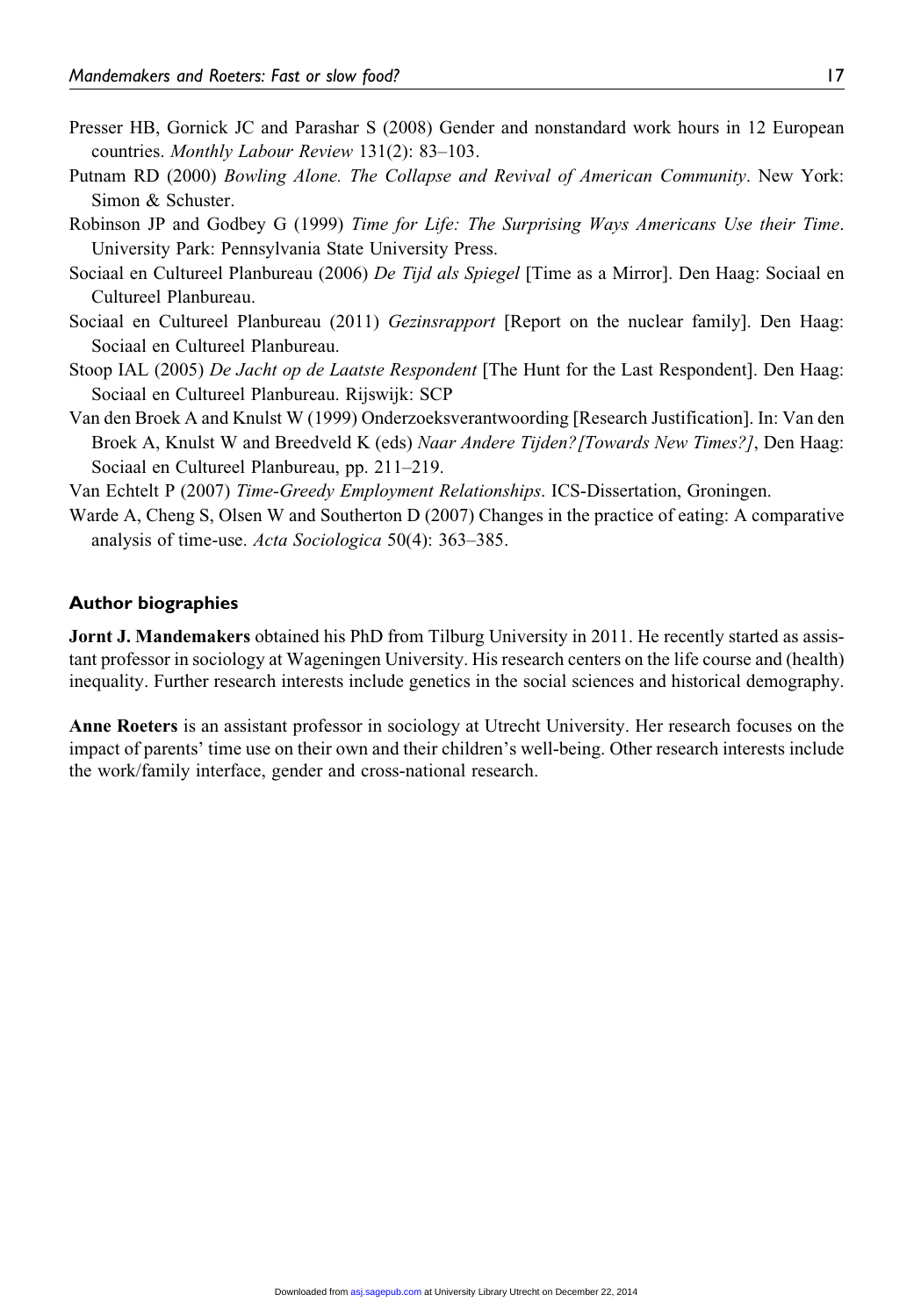Presser HB, Gornick JC and Parashar S (2008) Gender and nonstandard work hours in 12 European countries. *Monthly Labour Review* 131(2): 83–103.

Putnam RD (2000) *Bowling Alone. The Collapse and Revival of American Community*. New York: Simon & Schuster.

Robinson JP and Godbey G (1999) *Time for Life: The Surprising Ways Americans Use their Time*. University Park: Pennsylvania State University Press.

Sociaal en Cultureel Planbureau (2006) *De Tijd als Spiegel* [Time as a Mirror]. Den Haag: Sociaal en Cultureel Planbureau.

Sociaal en Cultureel Planbureau (2011) *Gezinsrapport* [Report on the nuclear family]. Den Haag: Sociaal en Cultureel Planbureau.

Stoop IAL (2005) *De Jacht op de Laatste Respondent* [The Hunt for the Last Respondent]. Den Haag: Sociaal en Cultureel Planbureau. Rijswijk: SCP

Van den Broek A and Knulst W (1999) Onderzoeksverantwoording [Research Justification]. In: Van den Broek A, Knulst W and Breedveld K (eds) *Naar Andere Tijden? [Towards New Times?]*, Den Haag: Sociaal en Cultureel Planbureau, pp. 211–219.

Van Echtelt P (2007) *Time-Greedy Employment Relationships*. ICS-Dissertation, Groningen.

Warde A, Cheng S, Olsen W and Southerton D (2007) Changes in the practice of eating: A comparative analysis of time-use. *Acta Sociologica* 50(4): 363–385.

## Author biographies

**Jornt J. Mandemakers** obtained his PhD from Tilburg University in 2011. He recently started as assistant professor in sociology at Wageningen University. His research centers on the life course and (health) inequality. Further research interests include genetics in the social sciences and historical demography.

**Anne Roeters** is an assistant professor in sociology at Utrecht University. Her research focuses on the impact of parents' time use on their own and their children's well-being. Other research interests include the work/family interface, gender and cross-national research.